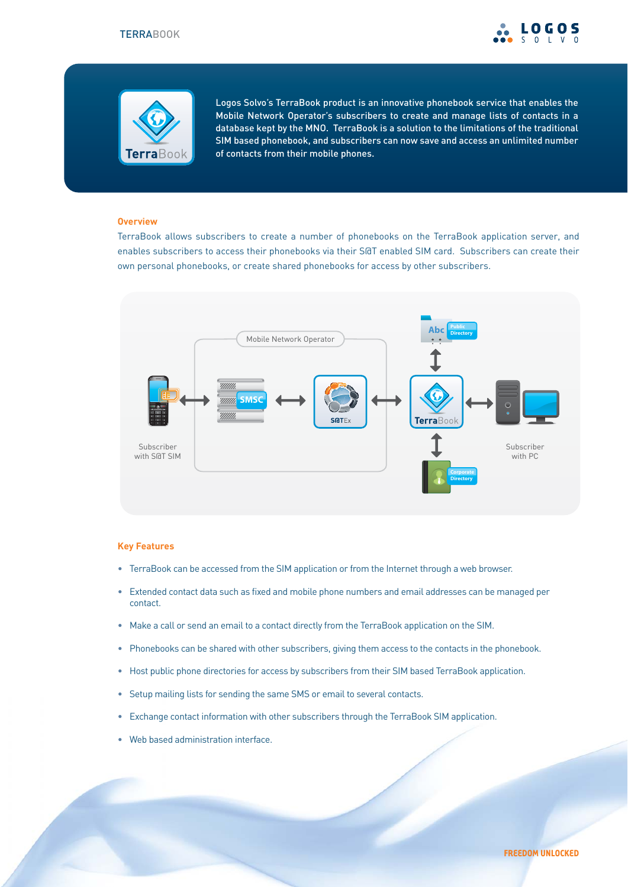Logos Solvo's TerraBook product is an innovative phonebook service that enables the Mobile Network Operator's subscribers to create and manage lists of contacts in a database kept by the MNO. TerraBook is a solution to the limitations of the traditional SIM based phonebook, and subscribers can now save and access an unlimited number of contacts from their mobile phones.

## Overview

TerraBook allows subscribers to create a number of phonebooks on the TerraBook application server, and enables subscribers to access their phonebooks via their S@T enabled SIM card. Subscribers can create their own personal phonebooks, or create shared phonebooks for access by other subscribers.

## Key Features

- TerraBook can be accessed from the SIM application or from the Internet through a web browser.
- Extended contact data such as fixed and mobile phone numbers and email addresses can be managed per contact.
- Make a call or send an email to a contact directly from the TerraBook application on the SIM.
- Phonebooks can be shared with other subscribers, giving them access to the contacts in the phonebook.
- Host public phone directories for access by subscribers from their SIM based TerraBook application.
- Setup mailing lists for sending the same SMS or email to several contacts.
- Exchange contact information with other subscribers through the TerraBook SIM application.
- Web based administration interface.

FREEDOM UNLOCKED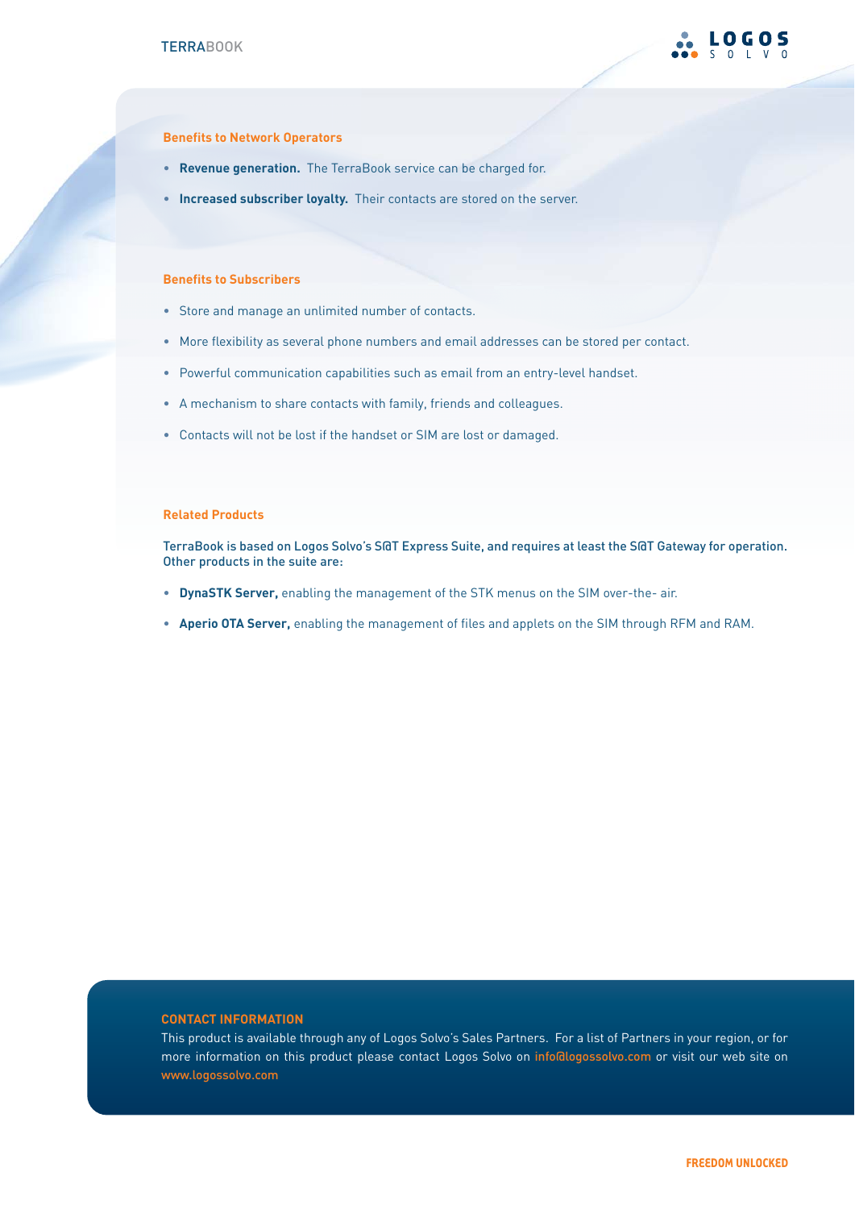## Benefits to Network Operators

- **Revenue generation.** The TerraBook service can be charged for.
- **Increased subscriber loyalty.** Their contacts are stored on the server.

## Benefits to Subscribers

- Store and manage an unlimited number of contacts.
- More flexibility as several phone numbers and email addresses can be stored per contact.
- Powerful communication capabilities such as email from an entry-level handset.
- A mechanism to share contacts with family, friends and colleagues.
- Contacts will not be lost if the handset or SIM are lost or damaged.

## Related Products

TerraBook is based on Logos Solvo's S@T Express Suite, and requires at least the S@T Gateway for operation. Other products in the suite are:

- **DynaSTK Server,** enabling the management of the STK menus on the SIM over-the- air.
- **Aperio OTA Server,** enabling the management of files and applets on the SIM through RFM and RAM.

## CONTACT INFORMATION

This product is available through any of Logos Solvo's Sales Partners. For a list of Partners in your region, or for more information on this product please contact Logos Solvo on info@logossolvo.com or visit our web site on www.logossolvo.com

FREEDOM UNLOCKED